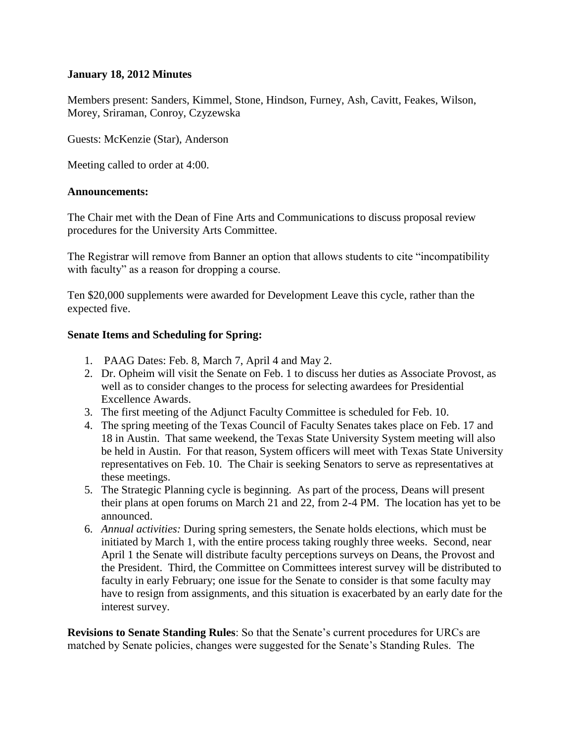**January 18, 2012 Minutes**

Members present: Sanders, Kimmel, Stone, Hindson, Furney, Ash, Cavitt, Feakes, Wilson, Morey, Sriraman, Conroy, Czyzewska

Guests: McKenzie (Star), Anderson

Meeting called to order at 4:00.

**Announcements:**

The Chair met with the Dean of Fine Arts and Communications to discuss proposal review procedures for the University Arts Committee.

The Registrar will remove from Banner an option that allows students to cite "incompatibility with faculty" as a reason for dropping a course.

Ten $20,000 supplements were awarded for Development Leave this cycle, rather than the expected five.

**Senate Items and Scheduling for Spring:**

1. PAAG Dates: Feb. 8, March 7, April 4 and May 2.
2. Dr. Opheim will visit the Senate on Feb. 1 to discuss her duties as Associate Provost, as well as to consider changes to the process for selecting awardees for Presidential Excellence Awards.
3. The first meeting of the Adjunct Faculty Committee is scheduled for Feb. 10.
4. The spring meeting of the Texas Council of Faculty Senates takes place on Feb. 17 and 18 in Austin. That same weekend, the Texas State University System meeting will also be held in Austin. For that reason, System officers will meet with Texas State University representatives on Feb. 10. The Chair is seeking Senators to serve as representatives at these meetings.
5. The Strategic Planning cycle is beginning. As part of the process, Deans will present their plans at open forums on March 21 and 22, from 2-4 PM. The location has yet to be announced.
6. *Annual activities:* During spring semesters, the Senate holds elections, which must be initiated by March 1, with the entire process taking roughly three weeks. Second, near April 1 the Senate will distribute faculty perceptions surveys on Deans, the Provost and the President. Third, the Committee on Committees interest survey will be distributed to faculty in early February; one issue for the Senate to consider is that some faculty may have to resign from assignments, and this situation is exacerbated by an early date for the interest survey.

**Revisions to Senate Standing Rules**: So that the Senate's current procedures for URCs are matched by Senate policies, changes were suggested for the Senate's Standing Rules. The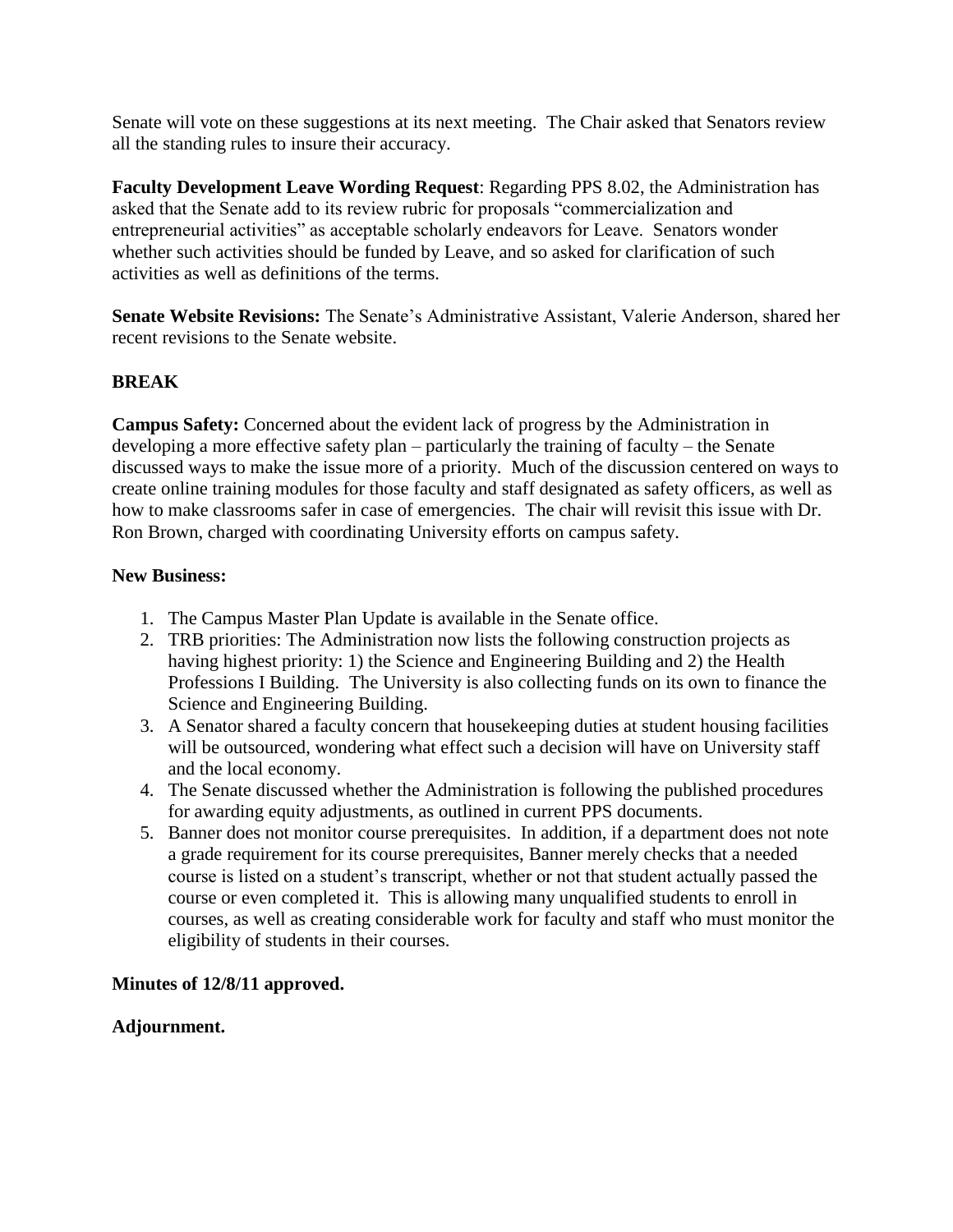Senate will vote on these suggestions at its next meeting. The Chair asked that Senators review all the standing rules to insure their accuracy.

**Faculty Development Leave Wording Request**: Regarding PPS 8.02, the Administration has asked that the Senate add to its review rubric for proposals "commercialization and entrepreneurial activities" as acceptable scholarly endeavors for Leave. Senators wonder whether such activities should be funded by Leave, and so asked for clarification of such activities as well as definitions of the terms.

**Senate Website Revisions:** The Senate's Administrative Assistant, Valerie Anderson, shared her recent revisions to the Senate website.

**BREAK**

**Campus Safety:** Concerned about the evident lack of progress by the Administration in developing a more effective safety plan – particularly the training of faculty – the Senate discussed ways to make the issue more of a priority. Much of the discussion centered on ways to create online training modules for those faculty and staff designated as safety officers, as well as how to make classrooms safer in case of emergencies. The chair will revisit this issue with Dr. Ron Brown, charged with coordinating University efforts on campus safety.

**New Business:**

1. The Campus Master Plan Update is available in the Senate office.
2. TRB priorities: The Administration now lists the following construction projects as having highest priority: 1) the Science and Engineering Building and 2) the Health Professions I Building. The University is also collecting funds on its own to finance the Science and Engineering Building.
3. A Senator shared a faculty concern that housekeeping duties at student housing facilities will be outsourced, wondering what effect such a decision will have on University staff and the local economy.
4. The Senate discussed whether the Administration is following the published procedures for awarding equity adjustments, as outlined in current PPS documents.
5. Banner does not monitor course prerequisites. In addition, if a department does not note a grade requirement for its course prerequisites, Banner merely checks that a needed course is listed on a student's transcript, whether or not that student actually passed the course or even completed it. This is allowing many unqualified students to enroll in courses, as well as creating considerable work for faculty and staff who must monitor the eligibility of students in their courses.

**Minutes of 12/8/11 approved.**

**Adjournment.**